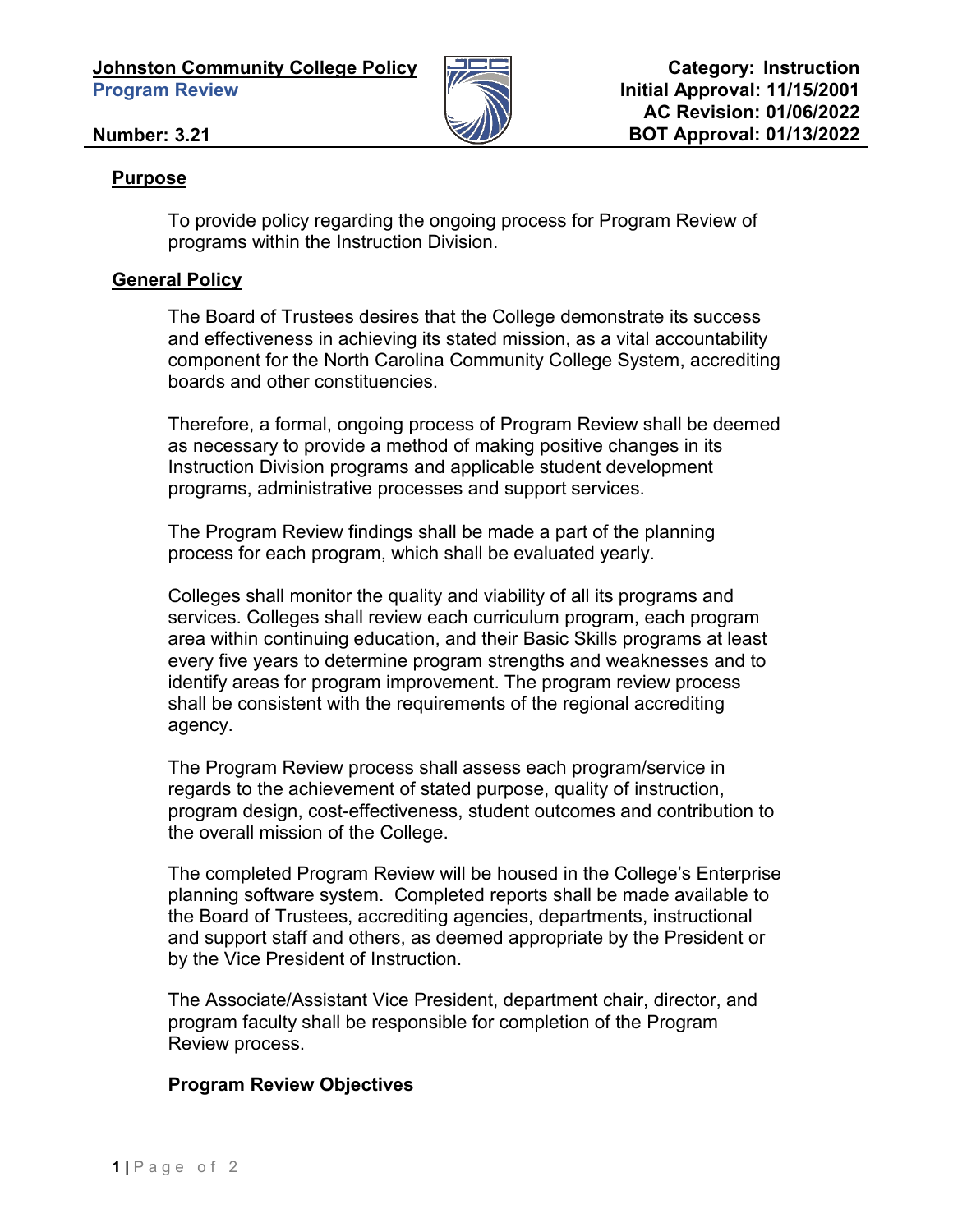**Johnston Community College Policy**
**Program Review**

**Number: 3.21**

**Category: Instruction**
**Initial Approval: 11/15/2001**
**AC Revision: 01/06/2022**
**BOT Approval: 01/13/2022**

## Purpose

To provide policy regarding the ongoing process for Program Review of programs within the Instruction Division.

## General Policy

The Board of Trustees desires that the College demonstrate its success and effectiveness in achieving its stated mission, as a vital accountability component for the North Carolina Community College System, accrediting boards and other constituencies.

Therefore, a formal, ongoing process of Program Review shall be deemed as necessary to provide a method of making positive changes in its Instruction Division programs and applicable student development programs, administrative processes and support services.

The Program Review findings shall be made a part of the planning process for each program, which shall be evaluated yearly.

Colleges shall monitor the quality and viability of all its programs and services. Colleges shall review each curriculum program, each program area within continuing education, and their Basic Skills programs at least every five years to determine program strengths and weaknesses and to identify areas for program improvement. The program review process shall be consistent with the requirements of the regional accrediting agency.

The Program Review process shall assess each program/service in regards to the achievement of stated purpose, quality of instruction, program design, cost-effectiveness, student outcomes and contribution to the overall mission of the College.

The completed Program Review will be housed in the College's Enterprise planning software system. Completed reports shall be made available to the Board of Trustees, accrediting agencies, departments, instructional and support staff and others, as deemed appropriate by the President or by the Vice President of Instruction.

The Associate/Assistant Vice President, department chair, director, and program faculty shall be responsible for completion of the Program Review process.

### Program Review Objectives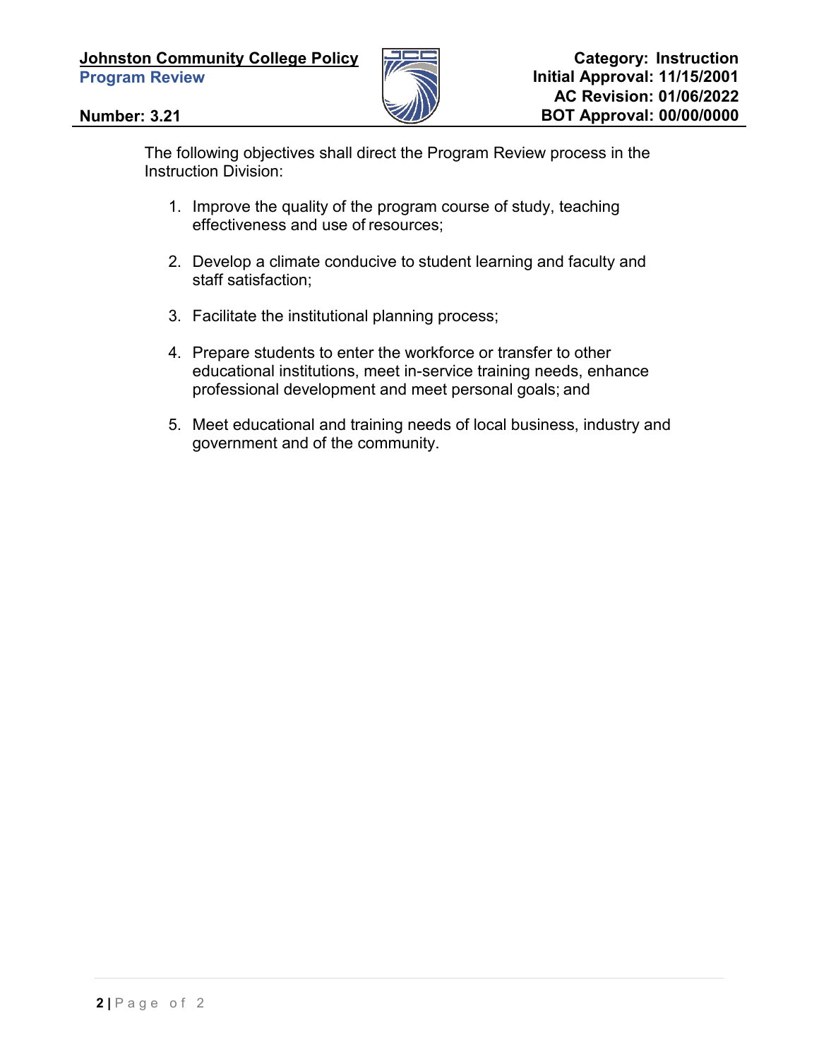The following objectives shall direct the Program Review process in the Instruction Division:

1. Improve the quality of the program course of study, teaching effectiveness and use of resources;

2. Develop a climate conducive to student learning and faculty and staff satisfaction;

3. Facilitate the institutional planning process;

4. Prepare students to enter the workforce or transfer to other educational institutions, meet in-service training needs, enhance professional development and meet personal goals; and

5. Meet educational and training needs of local business, industry and government and of the community.